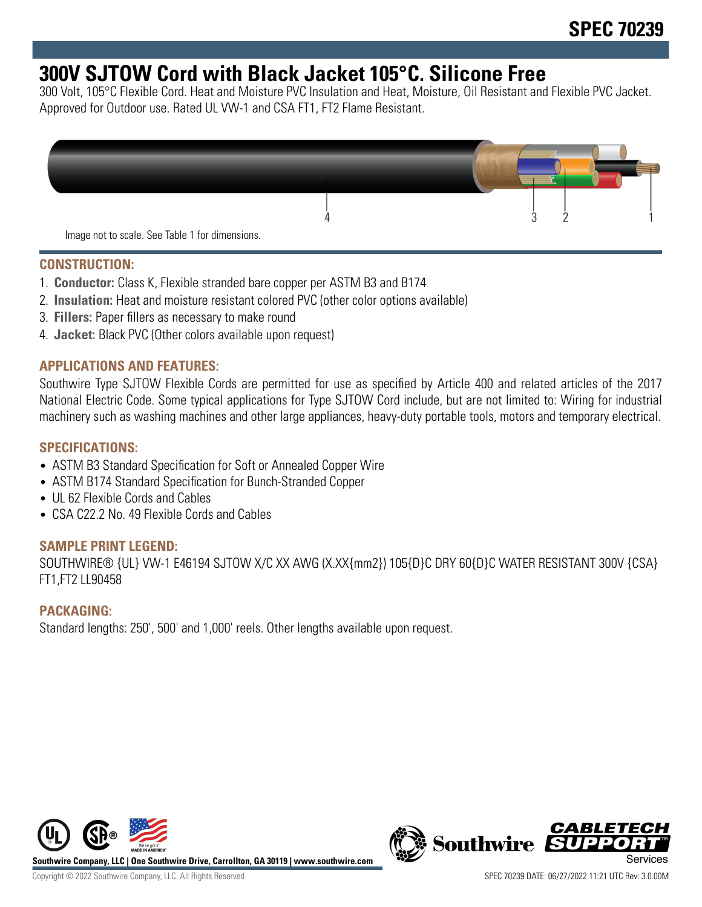# SPEC 70239

## 300V SJTOW Cord with Black Jacket 105°C. Silicone Free

300 Volt, 105°C Flexible Cord. Heat and Moisture PVC Insulation and Heat, Moisture, Oil Resistant and Flexible PVC Jacket. Approved for Outdoor use. Rated UL VW-1 and CSA FT1, FT2 Flame Resistant.

Image not to scale. See Table 1 for dimensions.

### CONSTRUCTION:

1. **Conductor:** Class K, Flexible stranded bare copper per ASTM B3 and B174
2. **Insulation:** Heat and moisture resistant colored PVC (other color options available)
3. **Fillers:** Paper fillers as necessary to make round
4. **Jacket:** Black PVC (Other colors available upon request)

### APPLICATIONS AND FEATURES:

Southwire Type SJTOW Flexible Cords are permitted for use as specified by Article 400 and related articles of the 2017 National Electric Code. Some typical applications for Type SJTOW Cord include, but are not limited to: Wiring for industrial machinery such as washing machines and other large appliances, heavy-duty portable tools, motors and temporary electrical.

### SPECIFICATIONS:

- ASTM B3 Standard Specification for Soft or Annealed Copper Wire
- ASTM B174 Standard Specification for Bunch-Stranded Copper
- UL 62 Flexible Cords and Cables
- CSA C22.2 No. 49 Flexible Cords and Cables

### SAMPLE PRINT LEGEND:

SOUTHWIRE® {UL} VW-1 E46194 SJTOW X/C XX AWG (X.XX{mm2}) 105{D}C DRY 60{D}C WATER RESISTANT 300V {CSA} FT1,FT2 LL90458

### PACKAGING:

Standard lengths: 250', 500' and 1,000' reels. Other lengths available upon request.

Southwire Company, LLC | One Southwire Drive, Carrollton, GA 30119 | www.southwire.com

Copyright © 2022 Southwire Company, LLC. All Rights Reserved

SPEC 70239 DATE: 06/27/2022 11:21 UTC Rev: 3.0.00M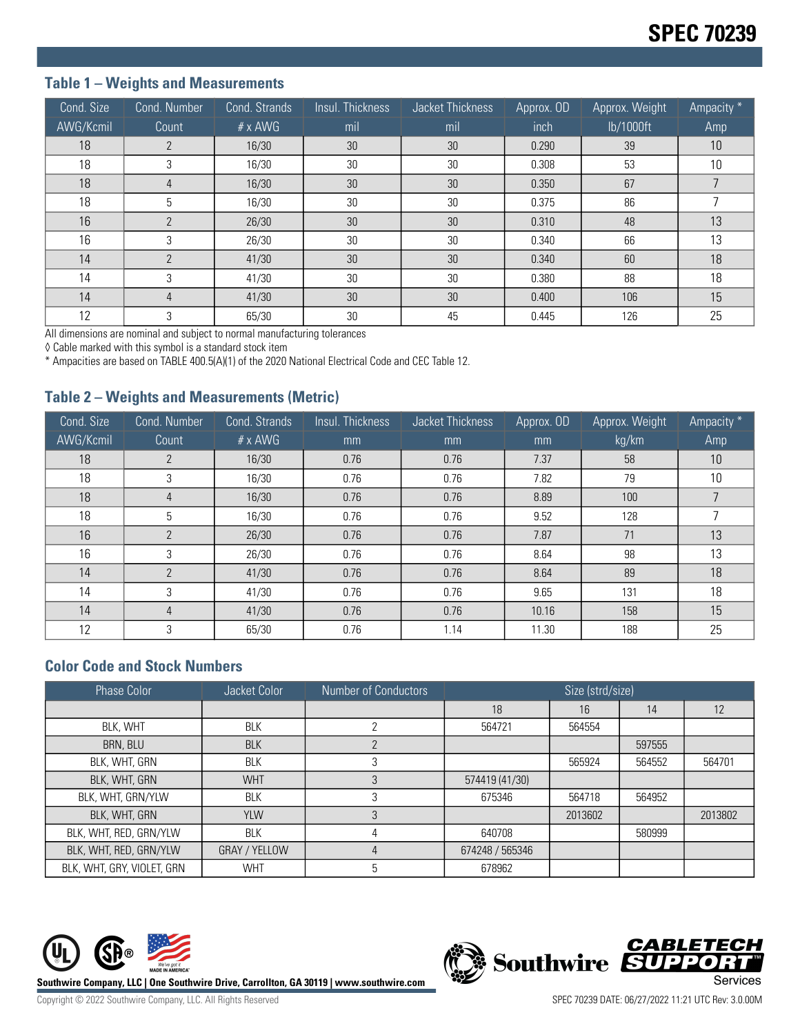# SPEC 70239

### Table 1 – Weights and Measurements

| Cond. Size | Cond. Number | Cond. Strands | Insul. Thickness | Jacket Thickness | Approx. OD | Approx. Weight | Ampacity * |
|---|---|---|---|---|---|---|---|
| AWG/Kcmil | Count | # x AWG | mil | mil | inch | lb/1000ft | Amp |
| 18 | 2 | 16/30 | 30 | 30 | 0.290 | 39 | 10 |
| 18 | 3 | 16/30 | 30 | 30 | 0.308 | 53 | 10 |
| 18 | 4 | 16/30 | 30 | 30 | 0.350 | 67 | 7 |
| 18 | 5 | 16/30 | 30 | 30 | 0.375 | 86 | 7 |
| 16 | 2 | 26/30 | 30 | 30 | 0.310 | 48 | 13 |
| 16 | 3 | 26/30 | 30 | 30 | 0.340 | 66 | 13 |
| 14 | 2 | 41/30 | 30 | 30 | 0.340 | 60 | 18 |
| 14 | 3 | 41/30 | 30 | 30 | 0.380 | 88 | 18 |
| 14 | 4 | 41/30 | 30 | 30 | 0.400 | 106 | 15 |
| 12 | 3 | 65/30 | 30 | 45 | 0.445 | 126 | 25 |

All dimensions are nominal and subject to normal manufacturing tolerances

◊ Cable marked with this symbol is a standard stock item

* Ampacities are based on TABLE 400.5(A)(1) of the 2020 National Electrical Code and CEC Table 12.

### Table 2 – Weights and Measurements (Metric)

| Cond. Size | Cond. Number | Cond. Strands | Insul. Thickness | Jacket Thickness | Approx. OD | Approx. Weight | Ampacity * |
|---|---|---|---|---|---|---|---|
| AWG/Kcmil | Count | # x AWG | mm | mm | mm | kg/km | Amp |
| 18 | 2 | 16/30 | 0.76 | 0.76 | 7.37 | 58 | 10 |
| 18 | 3 | 16/30 | 0.76 | 0.76 | 7.82 | 79 | 10 |
| 18 | 4 | 16/30 | 0.76 | 0.76 | 8.89 | 100 | 7 |
| 18 | 5 | 16/30 | 0.76 | 0.76 | 9.52 | 128 | 7 |
| 16 | 2 | 26/30 | 0.76 | 0.76 | 7.87 | 71 | 13 |
| 16 | 3 | 26/30 | 0.76 | 0.76 | 8.64 | 98 | 13 |
| 14 | 2 | 41/30 | 0.76 | 0.76 | 8.64 | 89 | 18 |
| 14 | 3 | 41/30 | 0.76 | 0.76 | 9.65 | 131 | 18 |
| 14 | 4 | 41/30 | 0.76 | 0.76 | 10.16 | 158 | 15 |
| 12 | 3 | 65/30 | 0.76 | 1.14 | 11.30 | 188 | 25 |

### Color Code and Stock Numbers

| Phase Color | Jacket Color | Number of Conductors | Size (strd/size) | | | |
|---|---|---|---|---|---|---|
| | | | 18 | 16 | 14 | 12 |
| BLK, WHT | BLK | 2 | 564721 | 564554 | | |
| BRN, BLU | BLK | 2 | | | 597555 | |
| BLK, WHT, GRN | BLK | 3 | | 565924 | 564552 | 564701 |
| BLK, WHT, GRN | WHT | 3 | 574419 (41/30) | | | |
| BLK, WHT, GRN/YLW | BLK | 3 | 675346 | 564718 | 564952 | |
| BLK, WHT, GRN | YLW | 3 | | 2013602 | | 2013802 |
| BLK, WHT, RED, GRN/YLW | BLK | 4 | 640708 | | 580999 | |
| BLK, WHT, RED, GRN/YLW | GRAY / YELLOW | 4 | 674248 / 565346 | | | |
| BLK, WHT, GRY, VIOLET, GRN | WHT | 5 | 678962 | | | |

Southwire Company, LLC | One Southwire Drive, Carrollton, GA 30119 | www.southwire.com

Copyright © 2022 Southwire Company, LLC. All Rights Reserved

SPEC 70239 DATE: 06/27/2022 11:21 UTC Rev: 3.0.00M